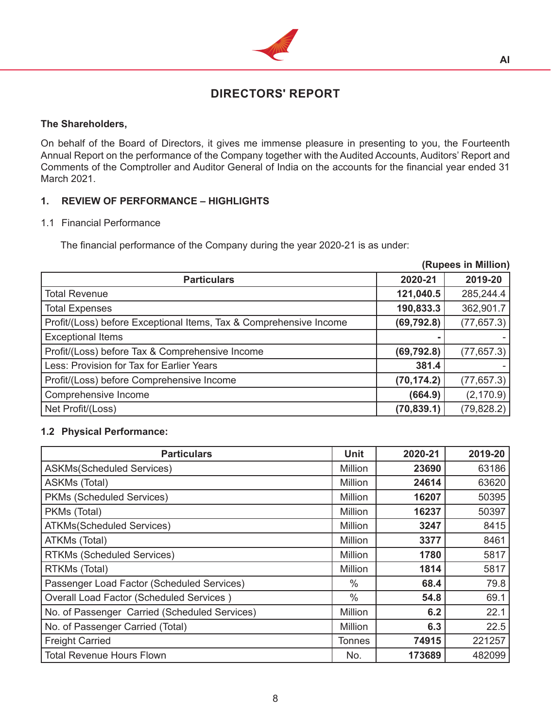# DIRECTORS' REPORT

**The Shareholders,**

On behalf of the Board of Directors, it gives me immense pleasure in presenting to you, the Fourteenth Annual Report on the performance of the Company together with the Audited Accounts, Auditors' Report and Comments of the Comptroller and Auditor General of India on the accounts for the financial year ended 31 March 2021.

## 1. REVIEW OF PERFORMANCE – HIGHLIGHTS

### 1.1 Financial Performance

The financial performance of the Company during the year 2020-21 is as under:

**(Rupees in Million)**

| Particulars | 2020-21 | 2019-20 |
|---|---|---|
| Total Revenue | **121,040.5** | 285,244.4 |
| Total Expenses | **190,833.3** | 362,901.7 |
| Profit/(Loss) before Exceptional Items, Tax & Comprehensive Income | **(69,792.8)** | (77,657.3) |
| Exceptional Items | **-** | - |
| Profit/(Loss) before Tax & Comprehensive Income | **(69,792.8)** | (77,657.3) |
| Less: Provision for Tax for Earlier Years | **381.4** | - |
| Profit/(Loss) before Comprehensive Income | **(70,174.2)** | (77,657.3) |
| Comprehensive Income | **(664.9)** | (2,170.9) |
| Net Profit/(Loss) | **(70,839.1)** | (79,828.2) |

### 1.2 Physical Performance:

| Particulars | Unit | 2020-21 | 2019-20 |
|---|---|---|---|
| ASKMs(Scheduled Services) | Million | **23690** | 63186 |
| ASKMs (Total) | Million | **24614** | 63620 |
| PKMs (Scheduled Services) | Million | **16207** | 50395 |
| PKMs (Total) | Million | **16237** | 50397 |
| ATKMs(Scheduled Services) | Million | **3247** | 8415 |
| ATKMs (Total) | Million | **3377** | 8461 |
| RTKMs (Scheduled Services) | Million | **1780** | 5817 |
| RTKMs (Total) | Million | **1814** | 5817 |
| Passenger Load Factor (Scheduled Services) | % | **68.4** | 79.8 |
| Overall Load Factor (Scheduled Services ) | % | **54.8** | 69.1 |
| No. of Passenger Carried (Scheduled Services) | Million | **6.2** | 22.1 |
| No. of Passenger Carried (Total) | Million | **6.3** | 22.5 |
| Freight Carried | Tonnes | **74915** | 221257 |
| Total Revenue Hours Flown | No. | **173689** | 482099 |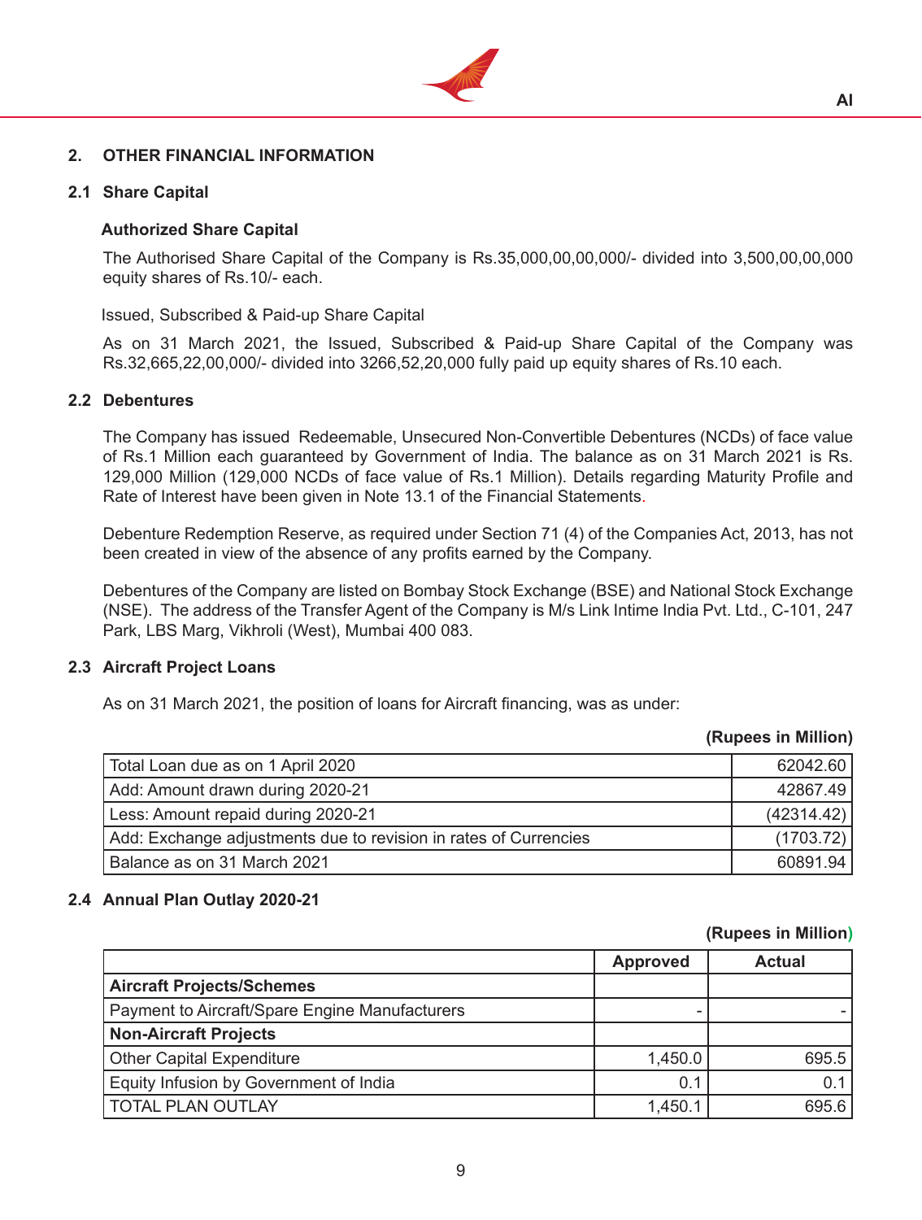## 2. OTHER FINANCIAL INFORMATION

### 2.1 Share Capital

**Authorized Share Capital**

The Authorised Share Capital of the Company is Rs.35,000,00,00,000/- divided into 3,500,00,00,000 equity shares of Rs.10/- each.

Issued, Subscribed & Paid-up Share Capital

As on 31 March 2021, the Issued, Subscribed & Paid-up Share Capital of the Company was Rs.32,665,22,00,000/- divided into 3266,52,20,000 fully paid up equity shares of Rs.10 each.

### 2.2 Debentures

The Company has issued Redeemable, Unsecured Non-Convertible Debentures (NCDs) of face value of Rs.1 Million each guaranteed by Government of India. The balance as on 31 March 2021 is Rs. 129,000 Million (129,000 NCDs of face value of Rs.1 Million). Details regarding Maturity Profile and Rate of Interest have been given in Note 13.1 of the Financial Statements.

Debenture Redemption Reserve, as required under Section 71 (4) of the Companies Act, 2013, has not been created in view of the absence of any profits earned by the Company.

Debentures of the Company are listed on Bombay Stock Exchange (BSE) and National Stock Exchange (NSE). The address of the Transfer Agent of the Company is M/s Link Intime India Pvt. Ltd., C-101, 247 Park, LBS Marg, Vikhroli (West), Mumbai 400 083.

### 2.3 Aircraft Project Loans

As on 31 March 2021, the position of loans for Aircraft financing, was as under:

**(Rupees in Million)**

| | |
|---|---|
| Total Loan due as on 1 April 2020 | 62042.60 |
| Add: Amount drawn during 2020-21 | 42867.49 |
| Less: Amount repaid during 2020-21 | (42314.42) |
| Add: Exchange adjustments due to revision in rates of Currencies | (1703.72) |
| Balance as on 31 March 2021 | 60891.94 |

### 2.4 Annual Plan Outlay 2020-21

**(Rupees in Million)**

| | Approved | Actual |
|---|---|---|
| **Aircraft Projects/Schemes** | | |
| Payment to Aircraft/Spare Engine Manufacturers | - | - |
| **Non-Aircraft Projects** | | |
| Other Capital Expenditure | 1,450.0 | 695.5 |
| Equity Infusion by Government of India | 0.1 | 0.1 |
| TOTAL PLAN OUTLAY | 1,450.1 | 695.6 |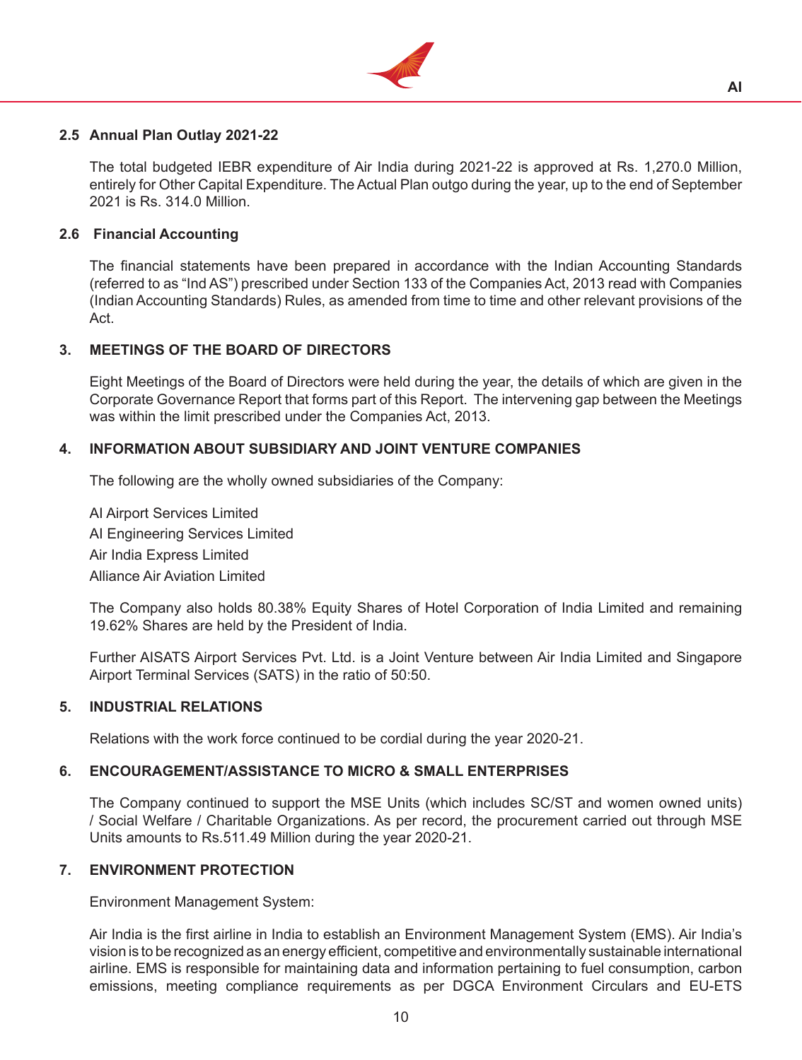### 2.5 Annual Plan Outlay 2021-22

The total budgeted IEBR expenditure of Air India during 2021-22 is approved at Rs. 1,270.0 Million, entirely for Other Capital Expenditure. The Actual Plan outgo during the year, up to the end of September 2021 is Rs. 314.0 Million.

### 2.6 Financial Accounting

The financial statements have been prepared in accordance with the Indian Accounting Standards (referred to as "Ind AS") prescribed under Section 133 of the Companies Act, 2013 read with Companies (Indian Accounting Standards) Rules, as amended from time to time and other relevant provisions of the Act.

## 3. MEETINGS OF THE BOARD OF DIRECTORS

Eight Meetings of the Board of Directors were held during the year, the details of which are given in the Corporate Governance Report that forms part of this Report. The intervening gap between the Meetings was within the limit prescribed under the Companies Act, 2013.

## 4. INFORMATION ABOUT SUBSIDIARY AND JOINT VENTURE COMPANIES

The following are the wholly owned subsidiaries of the Company:

AI Airport Services Limited
AI Engineering Services Limited
Air India Express Limited
Alliance Air Aviation Limited

The Company also holds 80.38% Equity Shares of Hotel Corporation of India Limited and remaining 19.62% Shares are held by the President of India.

Further AISATS Airport Services Pvt. Ltd. is a Joint Venture between Air India Limited and Singapore Airport Terminal Services (SATS) in the ratio of 50:50.

## 5. INDUSTRIAL RELATIONS

Relations with the work force continued to be cordial during the year 2020-21.

## 6. ENCOURAGEMENT/ASSISTANCE TO MICRO & SMALL ENTERPRISES

The Company continued to support the MSE Units (which includes SC/ST and women owned units) / Social Welfare / Charitable Organizations. As per record, the procurement carried out through MSE Units amounts to Rs.511.49 Million during the year 2020-21.

## 7. ENVIRONMENT PROTECTION

Environment Management System:

Air India is the first airline in India to establish an Environment Management System (EMS). Air India's vision is to be recognized as an energy efficient, competitive and environmentally sustainable international airline. EMS is responsible for maintaining data and information pertaining to fuel consumption, carbon emissions, meeting compliance requirements as per DGCA Environment Circulars and EU-ETS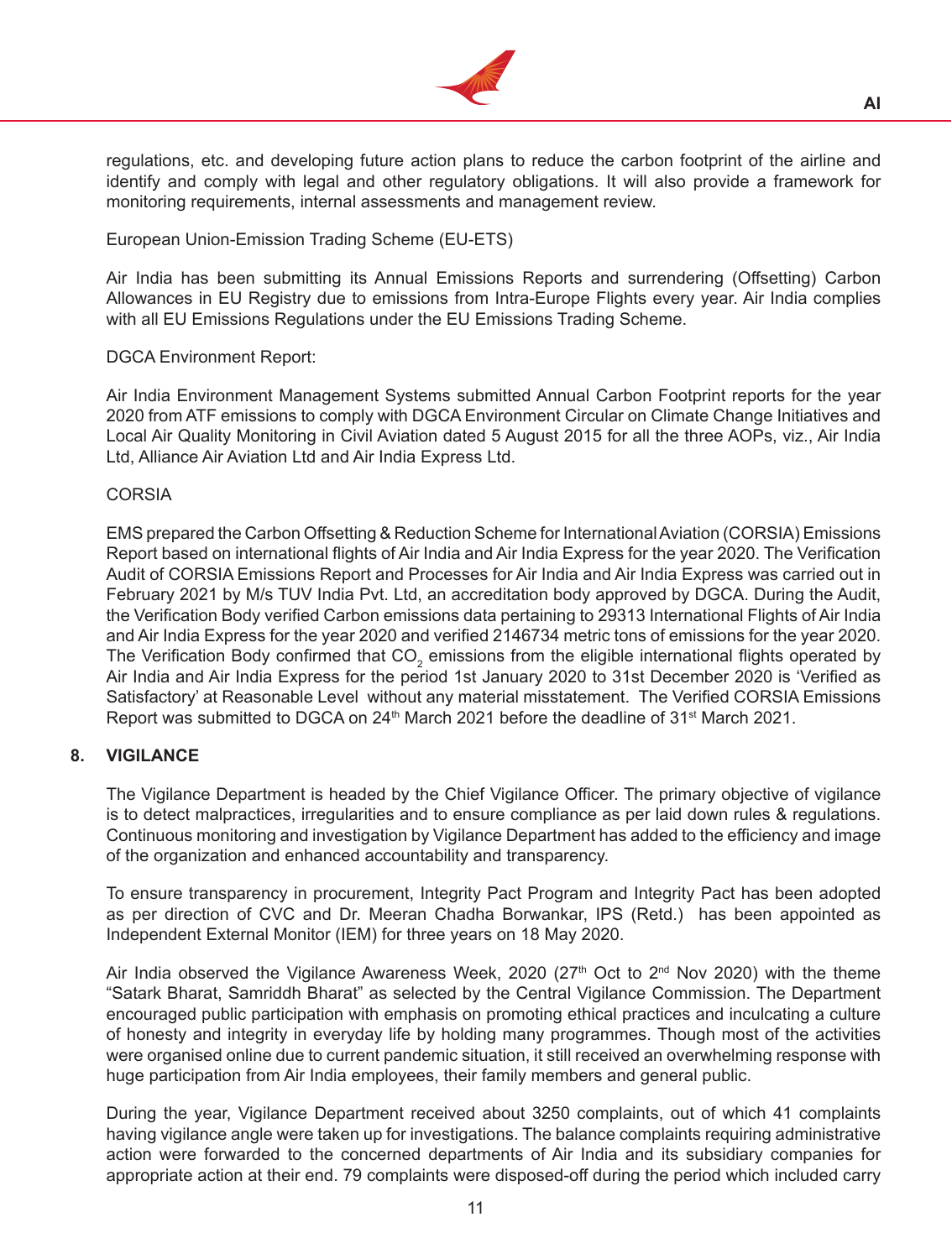regulations, etc. and developing future action plans to reduce the carbon footprint of the airline and identify and comply with legal and other regulatory obligations. It will also provide a framework for monitoring requirements, internal assessments and management review.

European Union-Emission Trading Scheme (EU-ETS)

Air India has been submitting its Annual Emissions Reports and surrendering (Offsetting) Carbon Allowances in EU Registry due to emissions from Intra-Europe Flights every year. Air India complies with all EU Emissions Regulations under the EU Emissions Trading Scheme.

DGCA Environment Report:

Air India Environment Management Systems submitted Annual Carbon Footprint reports for the year 2020 from ATF emissions to comply with DGCA Environment Circular on Climate Change Initiatives and Local Air Quality Monitoring in Civil Aviation dated 5 August 2015 for all the three AOPs, viz., Air India Ltd, Alliance Air Aviation Ltd and Air India Express Ltd.

CORSIA

EMS prepared the Carbon Offsetting & Reduction Scheme for International Aviation (CORSIA) Emissions Report based on international flights of Air India and Air India Express for the year 2020. The Verification Audit of CORSIA Emissions Report and Processes for Air India and Air India Express was carried out in February 2021 by M/s TUV India Pvt. Ltd, an accreditation body approved by DGCA. During the Audit, the Verification Body verified Carbon emissions data pertaining to 29313 International Flights of Air India and Air India Express for the year 2020 and verified 2146734 metric tons of emissions for the year 2020. The Verification Body confirmed that $CO_2$ emissions from the eligible international flights operated by Air India and Air India Express for the period 1st January 2020 to 31st December 2020 is 'Verified as Satisfactory' at Reasonable Level without any material misstatement. The Verified CORSIA Emissions Report was submitted to DGCA on 24th March 2021 before the deadline of 31st March 2021.

## 8. VIGILANCE

The Vigilance Department is headed by the Chief Vigilance Officer. The primary objective of vigilance is to detect malpractices, irregularities and to ensure compliance as per laid down rules & regulations. Continuous monitoring and investigation by Vigilance Department has added to the efficiency and image of the organization and enhanced accountability and transparency.

To ensure transparency in procurement, Integrity Pact Program and Integrity Pact has been adopted as per direction of CVC and Dr. Meeran Chadha Borwankar, IPS (Retd.) has been appointed as Independent External Monitor (IEM) for three years on 18 May 2020.

Air India observed the Vigilance Awareness Week, 2020 (27th Oct to 2nd Nov 2020) with the theme "Satark Bharat, Samriddh Bharat" as selected by the Central Vigilance Commission. The Department encouraged public participation with emphasis on promoting ethical practices and inculcating a culture of honesty and integrity in everyday life by holding many programmes. Though most of the activities were organised online due to current pandemic situation, it still received an overwhelming response with huge participation from Air India employees, their family members and general public.

During the year, Vigilance Department received about 3250 complaints, out of which 41 complaints having vigilance angle were taken up for investigations. The balance complaints requiring administrative action were forwarded to the concerned departments of Air India and its subsidiary companies for appropriate action at their end. 79 complaints were disposed-off during the period which included carry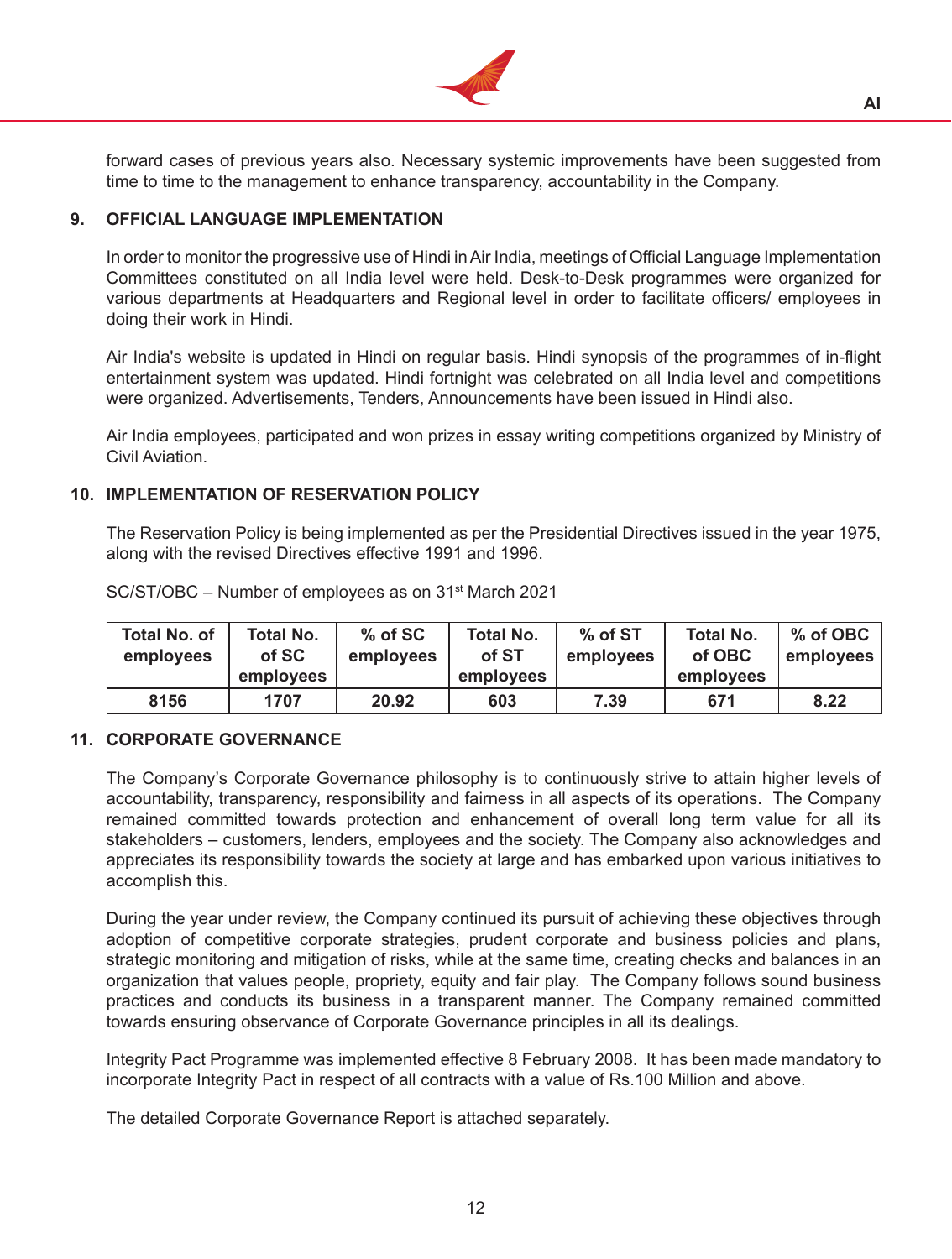forward cases of previous years also. Necessary systemic improvements have been suggested from time to time to the management to enhance transparency, accountability in the Company.

## 9. OFFICIAL LANGUAGE IMPLEMENTATION

In order to monitor the progressive use of Hindi in Air India, meetings of Official Language Implementation Committees constituted on all India level were held. Desk-to-Desk programmes were organized for various departments at Headquarters and Regional level in order to facilitate officers/ employees in doing their work in Hindi.

Air India's website is updated in Hindi on regular basis. Hindi synopsis of the programmes of in-flight entertainment system was updated. Hindi fortnight was celebrated on all India level and competitions were organized. Advertisements, Tenders, Announcements have been issued in Hindi also.

Air India employees, participated and won prizes in essay writing competitions organized by Ministry of Civil Aviation.

## 10. IMPLEMENTATION OF RESERVATION POLICY

The Reservation Policy is being implemented as per the Presidential Directives issued in the year 1975, along with the revised Directives effective 1991 and 1996.

SC/ST/OBC – Number of employees as on 31st March 2021

| Total No. of employees | Total No. of SC employees | % of SC employees | Total No. of ST employees | % of ST employees | Total No. of OBC employees | % of OBC employees |
|---|---|---|---|---|---|---|
| 8156 | 1707 | 20.92 | 603 | 7.39 | 671 | 8.22 |

## 11. CORPORATE GOVERNANCE

The Company's Corporate Governance philosophy is to continuously strive to attain higher levels of accountability, transparency, responsibility and fairness in all aspects of its operations. The Company remained committed towards protection and enhancement of overall long term value for all its stakeholders – customers, lenders, employees and the society. The Company also acknowledges and appreciates its responsibility towards the society at large and has embarked upon various initiatives to accomplish this.

During the year under review, the Company continued its pursuit of achieving these objectives through adoption of competitive corporate strategies, prudent corporate and business policies and plans, strategic monitoring and mitigation of risks, while at the same time, creating checks and balances in an organization that values people, propriety, equity and fair play. The Company follows sound business practices and conducts its business in a transparent manner. The Company remained committed towards ensuring observance of Corporate Governance principles in all its dealings.

Integrity Pact Programme was implemented effective 8 February 2008. It has been made mandatory to incorporate Integrity Pact in respect of all contracts with a value of Rs.100 Million and above.

The detailed Corporate Governance Report is attached separately.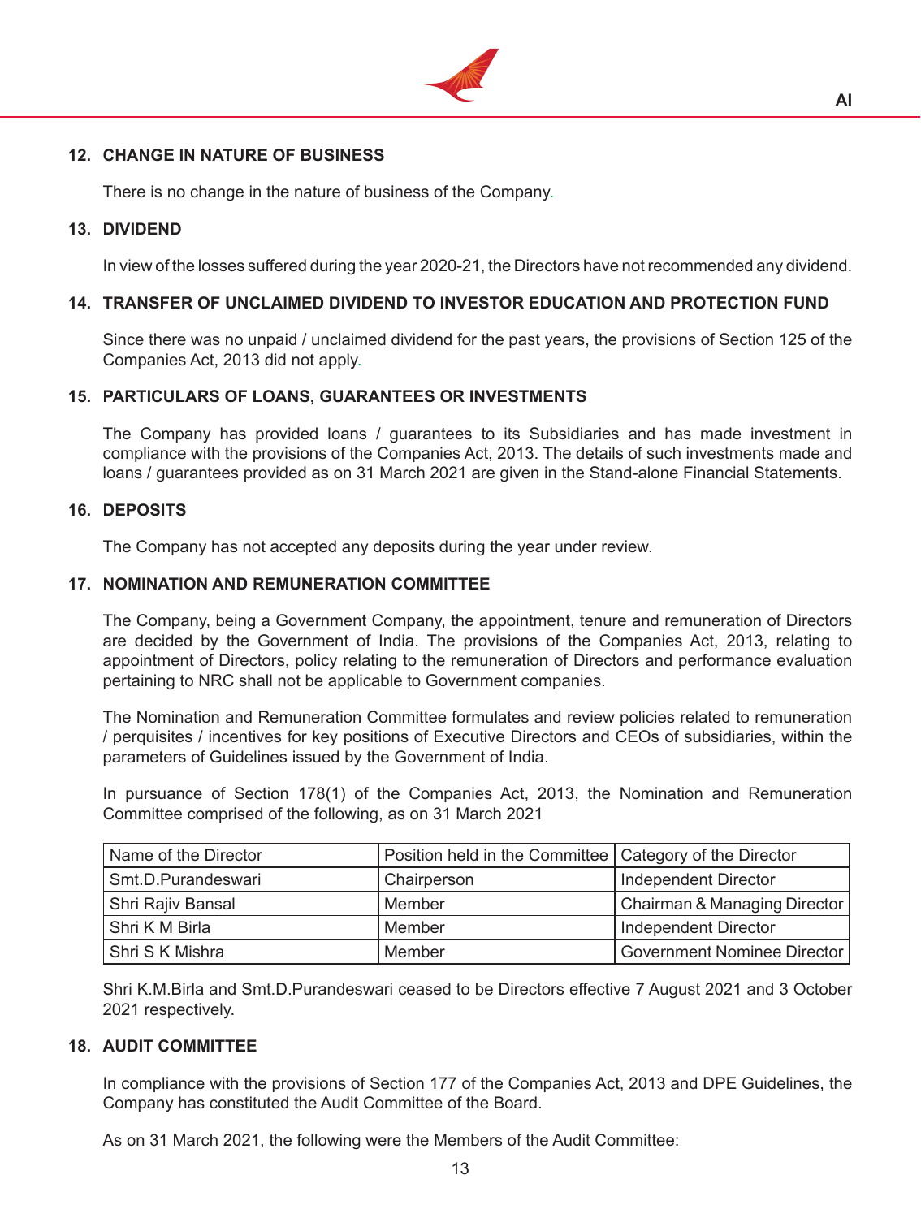## 12. CHANGE IN NATURE OF BUSINESS

There is no change in the nature of business of the Company.

## 13. DIVIDEND

In view of the losses suffered during the year 2020-21, the Directors have not recommended any dividend.

## 14. TRANSFER OF UNCLAIMED DIVIDEND TO INVESTOR EDUCATION AND PROTECTION FUND

Since there was no unpaid / unclaimed dividend for the past years, the provisions of Section 125 of the Companies Act, 2013 did not apply.

## 15. PARTICULARS OF LOANS, GUARANTEES OR INVESTMENTS

The Company has provided loans / guarantees to its Subsidiaries and has made investment in compliance with the provisions of the Companies Act, 2013. The details of such investments made and loans / guarantees provided as on 31 March 2021 are given in the Stand-alone Financial Statements.

## 16. DEPOSITS

The Company has not accepted any deposits during the year under review.

## 17. NOMINATION AND REMUNERATION COMMITTEE

The Company, being a Government Company, the appointment, tenure and remuneration of Directors are decided by the Government of India. The provisions of the Companies Act, 2013, relating to appointment of Directors, policy relating to the remuneration of Directors and performance evaluation pertaining to NRC shall not be applicable to Government companies.

The Nomination and Remuneration Committee formulates and review policies related to remuneration / perquisites / incentives for key positions of Executive Directors and CEOs of subsidiaries, within the parameters of Guidelines issued by the Government of India.

In pursuance of Section 178(1) of the Companies Act, 2013, the Nomination and Remuneration Committee comprised of the following, as on 31 March 2021

| Name of the Director | Position held in the Committee | Category of the Director |
|---|---|---|
| Smt.D.Purandeswari | Chairperson | Independent Director |
| Shri Rajiv Bansal | Member | Chairman & Managing Director |
| Shri K M Birla | Member | Independent Director |
| Shri S K Mishra | Member | Government Nominee Director |

Shri K.M.Birla and Smt.D.Purandeswari ceased to be Directors effective 7 August 2021 and 3 October 2021 respectively.

## 18. AUDIT COMMITTEE

In compliance with the provisions of Section 177 of the Companies Act, 2013 and DPE Guidelines, the Company has constituted the Audit Committee of the Board.

As on 31 March 2021, the following were the Members of the Audit Committee: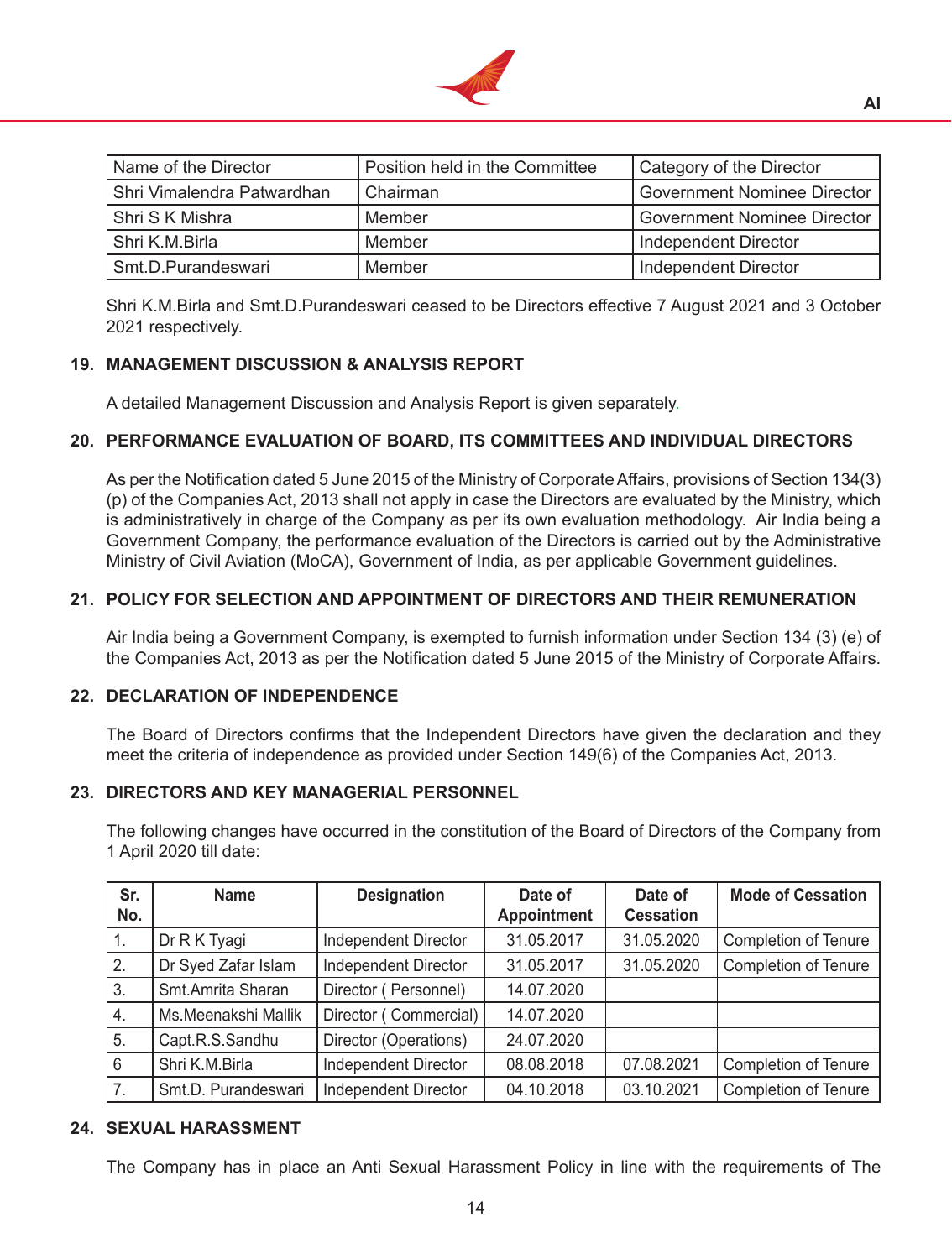| Name of the Director | Position held in the Committee | Category of the Director |
|---|---|---|
| Shri Vimalendra Patwardhan | Chairman | Government Nominee Director |
| Shri S K Mishra | Member | Government Nominee Director |
| Shri K.M.Birla | Member | Independent Director |
| Smt.D.Purandeswari | Member | Independent Director |

Shri K.M.Birla and Smt.D.Purandeswari ceased to be Directors effective 7 August 2021 and 3 October 2021 respectively.

## 19. MANAGEMENT DISCUSSION & ANALYSIS REPORT

A detailed Management Discussion and Analysis Report is given separately.

## 20. PERFORMANCE EVALUATION OF BOARD, ITS COMMITTEES AND INDIVIDUAL DIRECTORS

As per the Notification dated 5 June 2015 of the Ministry of Corporate Affairs, provisions of Section 134(3)(p) of the Companies Act, 2013 shall not apply in case the Directors are evaluated by the Ministry, which is administratively in charge of the Company as per its own evaluation methodology. Air India being a Government Company, the performance evaluation of the Directors is carried out by the Administrative Ministry of Civil Aviation (MoCA), Government of India, as per applicable Government guidelines.

## 21. POLICY FOR SELECTION AND APPOINTMENT OF DIRECTORS AND THEIR REMUNERATION

Air India being a Government Company, is exempted to furnish information under Section 134 (3) (e) of the Companies Act, 2013 as per the Notification dated 5 June 2015 of the Ministry of Corporate Affairs.

## 22. DECLARATION OF INDEPENDENCE

The Board of Directors confirms that the Independent Directors have given the declaration and they meet the criteria of independence as provided under Section 149(6) of the Companies Act, 2013.

## 23. DIRECTORS AND KEY MANAGERIAL PERSONNEL

The following changes have occurred in the constitution of the Board of Directors of the Company from 1 April 2020 till date:

| Sr. No. | Name | Designation | Date of Appointment | Date of Cessation | Mode of Cessation |
|---|---|---|---|---|---|
| 1. | Dr R K Tyagi | Independent Director | 31.05.2017 | 31.05.2020 | Completion of Tenure |
| 2. | Dr Syed Zafar Islam | Independent Director | 31.05.2017 | 31.05.2020 | Completion of Tenure |
| 3. | Smt.Amrita Sharan | Director ( Personnel) | 14.07.2020 | | |
| 4. | Ms.Meenakshi Mallik | Director ( Commercial) | 14.07.2020 | | |
| 5. | Capt.R.S.Sandhu | Director (Operations) | 24.07.2020 | | |
| 6 | Shri K.M.Birla | Independent Director | 08.08.2018 | 07.08.2021 | Completion of Tenure |
| 7. | Smt.D. Purandeswari | Independent Director | 04.10.2018 | 03.10.2021 | Completion of Tenure |

## 24. SEXUAL HARASSMENT

The Company has in place an Anti Sexual Harassment Policy in line with the requirements of The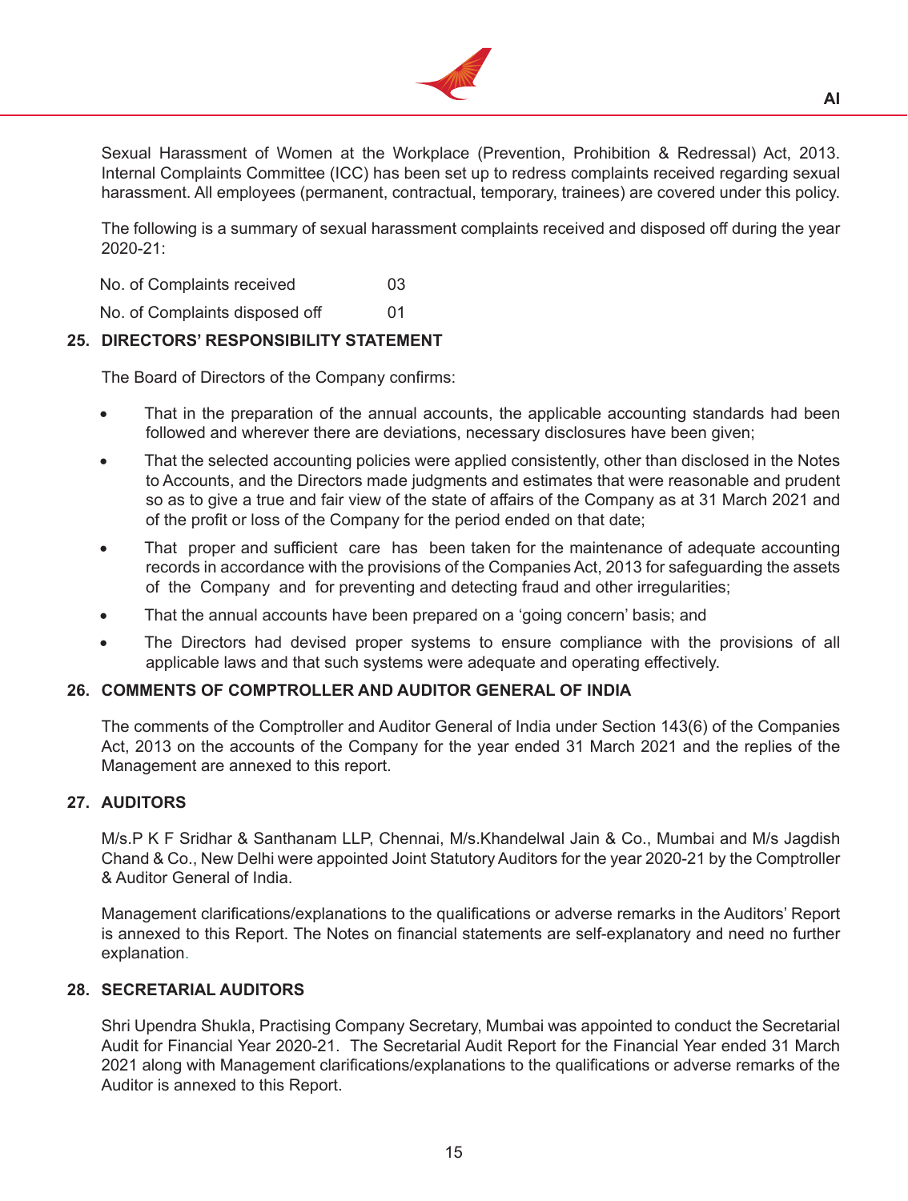Sexual Harassment of Women at the Workplace (Prevention, Prohibition & Redressal) Act, 2013. Internal Complaints Committee (ICC) has been set up to redress complaints received regarding sexual harassment. All employees (permanent, contractual, temporary, trainees) are covered under this policy.

The following is a summary of sexual harassment complaints received and disposed off during the year 2020-21:

| | |
|---|---|
| No. of Complaints received | 03 |
| No. of Complaints disposed off | 01 |

## 25. DIRECTORS' RESPONSIBILITY STATEMENT

The Board of Directors of the Company confirms:

- That in the preparation of the annual accounts, the applicable accounting standards had been followed and wherever there are deviations, necessary disclosures have been given;
- That the selected accounting policies were applied consistently, other than disclosed in the Notes to Accounts, and the Directors made judgments and estimates that were reasonable and prudent so as to give a true and fair view of the state of affairs of the Company as at 31 March 2021 and of the profit or loss of the Company for the period ended on that date;
- That proper and sufficient care has been taken for the maintenance of adequate accounting records in accordance with the provisions of the Companies Act, 2013 for safeguarding the assets of the Company and for preventing and detecting fraud and other irregularities;
- That the annual accounts have been prepared on a 'going concern' basis; and
- The Directors had devised proper systems to ensure compliance with the provisions of all applicable laws and that such systems were adequate and operating effectively.

## 26. COMMENTS OF COMPTROLLER AND AUDITOR GENERAL OF INDIA

The comments of the Comptroller and Auditor General of India under Section 143(6) of the Companies Act, 2013 on the accounts of the Company for the year ended 31 March 2021 and the replies of the Management are annexed to this report.

## 27. AUDITORS

M/s.P K F Sridhar & Santhanam LLP, Chennai, M/s.Khandelwal Jain & Co., Mumbai and M/s Jagdish Chand & Co., New Delhi were appointed Joint Statutory Auditors for the year 2020-21 by the Comptroller & Auditor General of India.

Management clarifications/explanations to the qualifications or adverse remarks in the Auditors' Report is annexed to this Report. The Notes on financial statements are self-explanatory and need no further explanation.

## 28. SECRETARIAL AUDITORS

Shri Upendra Shukla, Practising Company Secretary, Mumbai was appointed to conduct the Secretarial Audit for Financial Year 2020-21. The Secretarial Audit Report for the Financial Year ended 31 March 2021 along with Management clarifications/explanations to the qualifications or adverse remarks of the Auditor is annexed to this Report.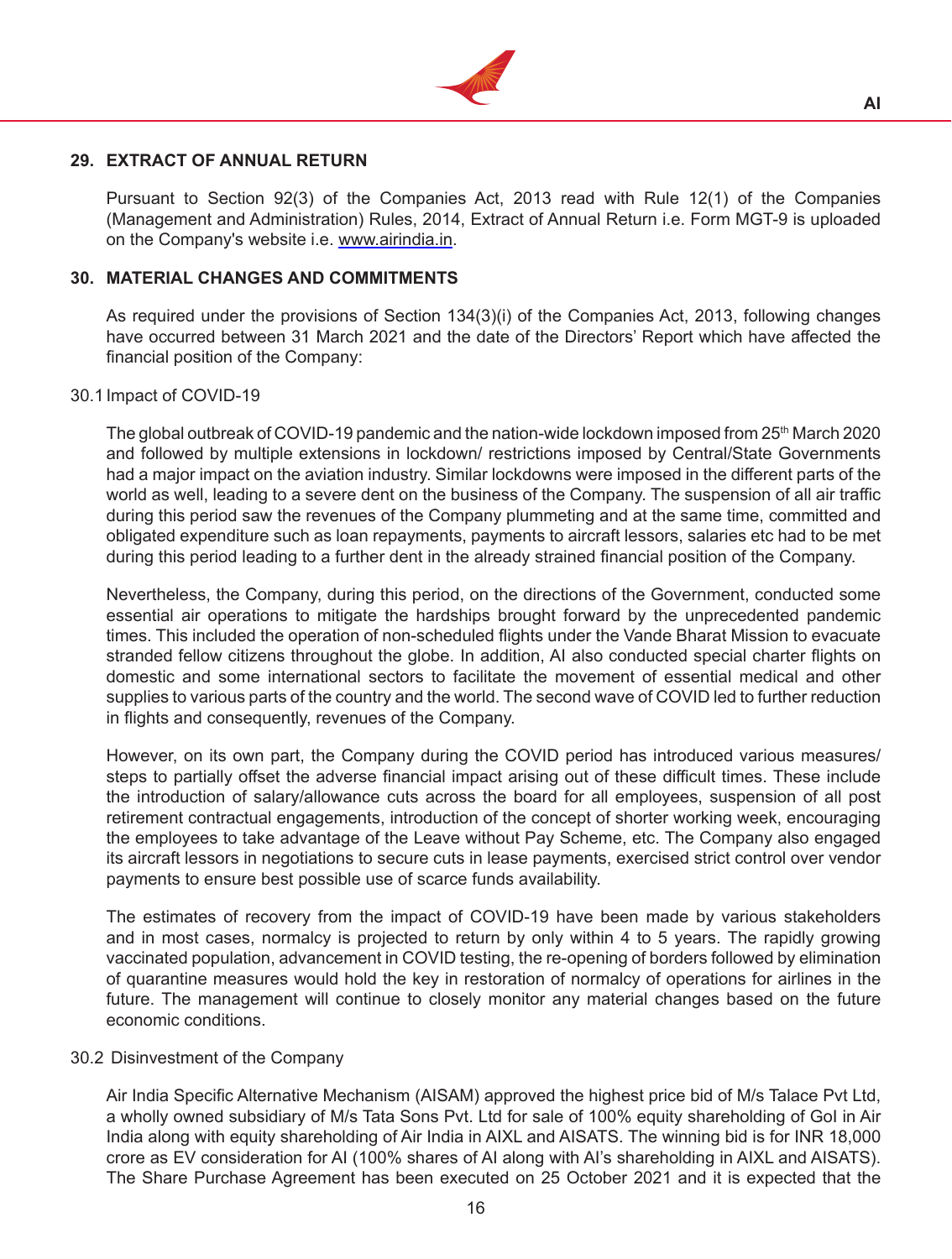## 29. EXTRACT OF ANNUAL RETURN

Pursuant to Section 92(3) of the Companies Act, 2013 read with Rule 12(1) of the Companies (Management and Administration) Rules, 2014, Extract of Annual Return i.e. Form MGT-9 is uploaded on the Company's website i.e. www.airindia.in.

## 30. MATERIAL CHANGES AND COMMITMENTS

As required under the provisions of Section 134(3)(i) of the Companies Act, 2013, following changes have occurred between 31 March 2021 and the date of the Directors' Report which have affected the financial position of the Company:

### 30.1 Impact of COVID-19

The global outbreak of COVID-19 pandemic and the nation-wide lockdown imposed from 25th March 2020 and followed by multiple extensions in lockdown/ restrictions imposed by Central/State Governments had a major impact on the aviation industry. Similar lockdowns were imposed in the different parts of the world as well, leading to a severe dent on the business of the Company. The suspension of all air traffic during this period saw the revenues of the Company plummeting and at the same time, committed and obligated expenditure such as loan repayments, payments to aircraft lessors, salaries etc had to be met during this period leading to a further dent in the already strained financial position of the Company.

Nevertheless, the Company, during this period, on the directions of the Government, conducted some essential air operations to mitigate the hardships brought forward by the unprecedented pandemic times. This included the operation of non-scheduled flights under the Vande Bharat Mission to evacuate stranded fellow citizens throughout the globe. In addition, AI also conducted special charter flights on domestic and some international sectors to facilitate the movement of essential medical and other supplies to various parts of the country and the world. The second wave of COVID led to further reduction in flights and consequently, revenues of the Company.

However, on its own part, the Company during the COVID period has introduced various measures/ steps to partially offset the adverse financial impact arising out of these difficult times. These include the introduction of salary/allowance cuts across the board for all employees, suspension of all post retirement contractual engagements, introduction of the concept of shorter working week, encouraging the employees to take advantage of the Leave without Pay Scheme, etc. The Company also engaged its aircraft lessors in negotiations to secure cuts in lease payments, exercised strict control over vendor payments to ensure best possible use of scarce funds availability.

The estimates of recovery from the impact of COVID-19 have been made by various stakeholders and in most cases, normalcy is projected to return by only within 4 to 5 years. The rapidly growing vaccinated population, advancement in COVID testing, the re-opening of borders followed by elimination of quarantine measures would hold the key in restoration of normalcy of operations for airlines in the future. The management will continue to closely monitor any material changes based on the future economic conditions.

### 30.2 Disinvestment of the Company

Air India Specific Alternative Mechanism (AISAM) approved the highest price bid of M/s Talace Pvt Ltd, a wholly owned subsidiary of M/s Tata Sons Pvt. Ltd for sale of 100% equity shareholding of GoI in Air India along with equity shareholding of Air India in AIXL and AISATS. The winning bid is for INR 18,000 crore as EV consideration for AI (100% shares of AI along with AI's shareholding in AIXL and AISATS). The Share Purchase Agreement has been executed on 25 October 2021 and it is expected that the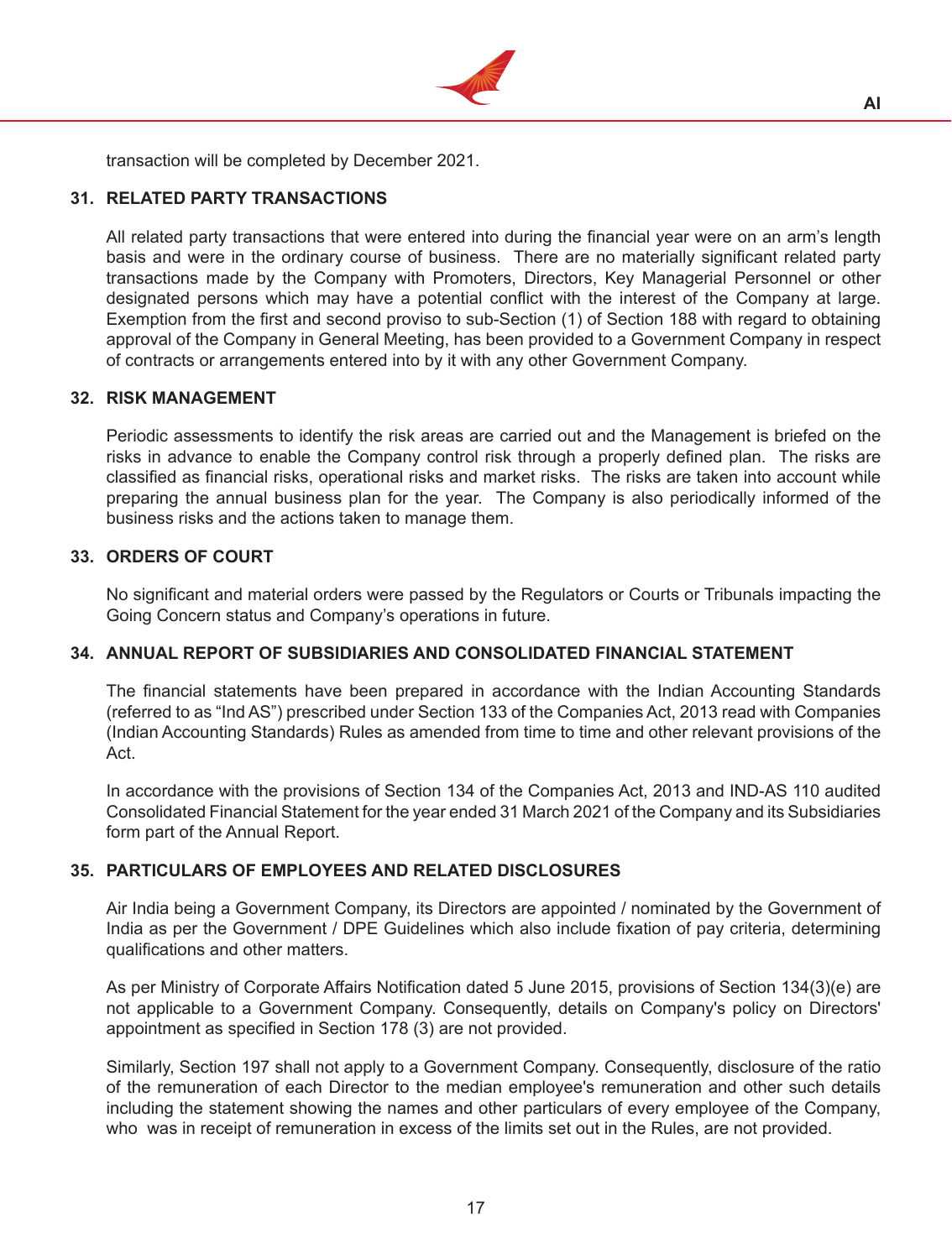transaction will be completed by December 2021.

## 31. RELATED PARTY TRANSACTIONS

All related party transactions that were entered into during the financial year were on an arm's length basis and were in the ordinary course of business. There are no materially significant related party transactions made by the Company with Promoters, Directors, Key Managerial Personnel or other designated persons which may have a potential conflict with the interest of the Company at large. Exemption from the first and second proviso to sub-Section (1) of Section 188 with regard to obtaining approval of the Company in General Meeting, has been provided to a Government Company in respect of contracts or arrangements entered into by it with any other Government Company.

## 32. RISK MANAGEMENT

Periodic assessments to identify the risk areas are carried out and the Management is briefed on the risks in advance to enable the Company control risk through a properly defined plan. The risks are classified as financial risks, operational risks and market risks. The risks are taken into account while preparing the annual business plan for the year. The Company is also periodically informed of the business risks and the actions taken to manage them.

## 33. ORDERS OF COURT

No significant and material orders were passed by the Regulators or Courts or Tribunals impacting the Going Concern status and Company's operations in future.

## 34. ANNUAL REPORT OF SUBSIDIARIES AND CONSOLIDATED FINANCIAL STATEMENT

The financial statements have been prepared in accordance with the Indian Accounting Standards (referred to as "Ind AS") prescribed under Section 133 of the Companies Act, 2013 read with Companies (Indian Accounting Standards) Rules as amended from time to time and other relevant provisions of the Act.

In accordance with the provisions of Section 134 of the Companies Act, 2013 and IND-AS 110 audited Consolidated Financial Statement for the year ended 31 March 2021 of the Company and its Subsidiaries form part of the Annual Report.

## 35. PARTICULARS OF EMPLOYEES AND RELATED DISCLOSURES

Air India being a Government Company, its Directors are appointed / nominated by the Government of India as per the Government / DPE Guidelines which also include fixation of pay criteria, determining qualifications and other matters.

As per Ministry of Corporate Affairs Notification dated 5 June 2015, provisions of Section 134(3)(e) are not applicable to a Government Company. Consequently, details on Company's policy on Directors' appointment as specified in Section 178 (3) are not provided.

Similarly, Section 197 shall not apply to a Government Company. Consequently, disclosure of the ratio of the remuneration of each Director to the median employee's remuneration and other such details including the statement showing the names and other particulars of every employee of the Company, who was in receipt of remuneration in excess of the limits set out in the Rules, are not provided.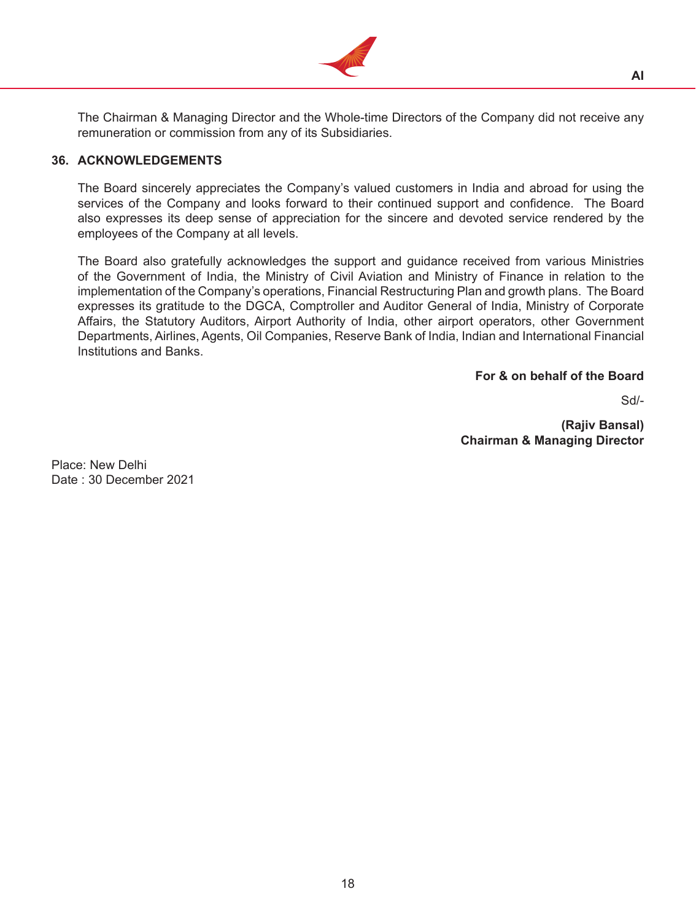The Chairman & Managing Director and the Whole-time Directors of the Company did not receive any remuneration or commission from any of its Subsidiaries.

## 36. ACKNOWLEDGEMENTS

The Board sincerely appreciates the Company's valued customers in India and abroad for using the services of the Company and looks forward to their continued support and confidence. The Board also expresses its deep sense of appreciation for the sincere and devoted service rendered by the employees of the Company at all levels.

The Board also gratefully acknowledges the support and guidance received from various Ministries of the Government of India, the Ministry of Civil Aviation and Ministry of Finance in relation to the implementation of the Company's operations, Financial Restructuring Plan and growth plans. The Board expresses its gratitude to the DGCA, Comptroller and Auditor General of India, Ministry of Corporate Affairs, the Statutory Auditors, Airport Authority of India, other airport operators, other Government Departments, Airlines, Agents, Oil Companies, Reserve Bank of India, Indian and International Financial Institutions and Banks.

**For & on behalf of the Board**

Sd/-

**(Rajiv Bansal)**
**Chairman & Managing Director**

Place: New Delhi
Date : 30 December 2021